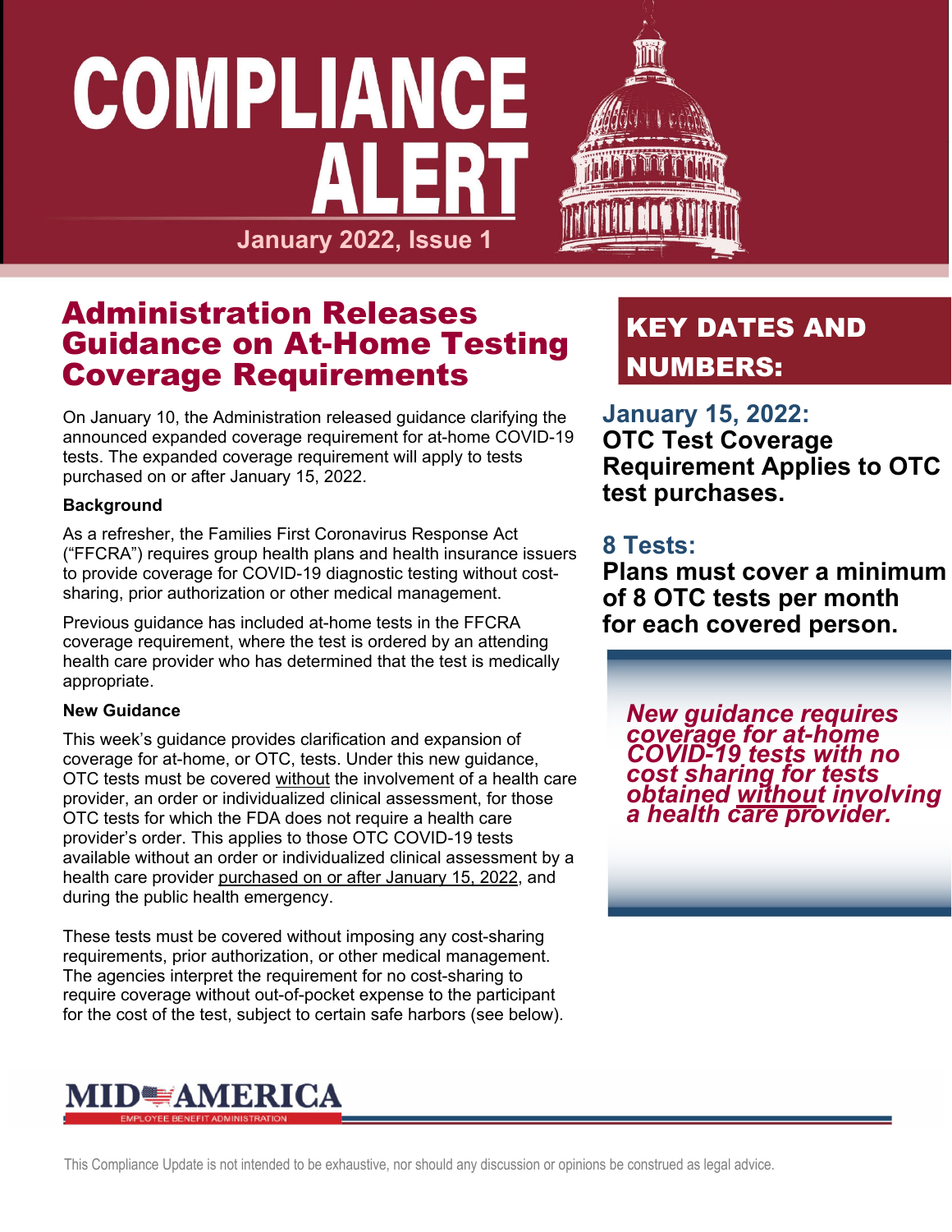# COMPLIANCE ALERT

January 2022, Issue 1

## Administration Releases Guidance on At-Home Testing Coverage Requirements

On January 10, the Administration released guidance clarifying the announced expanded coverage requirement for at-home COVID-19 tests. The expanded coverage requirement will apply to tests purchased on or after January 15, 2022.

**Background**

As a refresher, the Families First Coronavirus Response Act ("FFCRA") requires group health plans and health insurance issuers to provide coverage for COVID-19 diagnostic testing without cost-sharing, prior authorization or other medical management.

Previous guidance has included at-home tests in the FFCRA coverage requirement, where the test is ordered by an attending health care provider who has determined that the test is medically appropriate.

**New Guidance**

This week's guidance provides clarification and expansion of coverage for at-home, or OTC, tests. Under this new guidance, OTC tests must be covered without the involvement of a health care provider, an order or individualized clinical assessment, for those OTC tests for which the FDA does not require a health care provider's order. This applies to those OTC COVID-19 tests available without an order or individualized clinical assessment by a health care provider purchased on or after January 15, 2022, and during the public health emergency.

These tests must be covered without imposing any cost-sharing requirements, prior authorization, or other medical management. The agencies interpret the requirement for no cost-sharing to require coverage without out-of-pocket expense to the participant for the cost of the test, subject to certain safe harbors (see below).

## KEY DATES AND NUMBERS:

**January 15, 2022:**
**OTC Test Coverage Requirement Applies to OTC test purchases.**

**8 Tests:**
**Plans must cover a minimum of 8 OTC tests per month for each covered person.**

***New guidance requires coverage for at-home COVID-19 tests with no cost sharing for tests obtained without involving a health care provider.***

MID AMERICA
EMPLOYEE BENEFIT ADMINISTRATION

This Compliance Update is not intended to be exhaustive, nor should any discussion or opinions be construed as legal advice.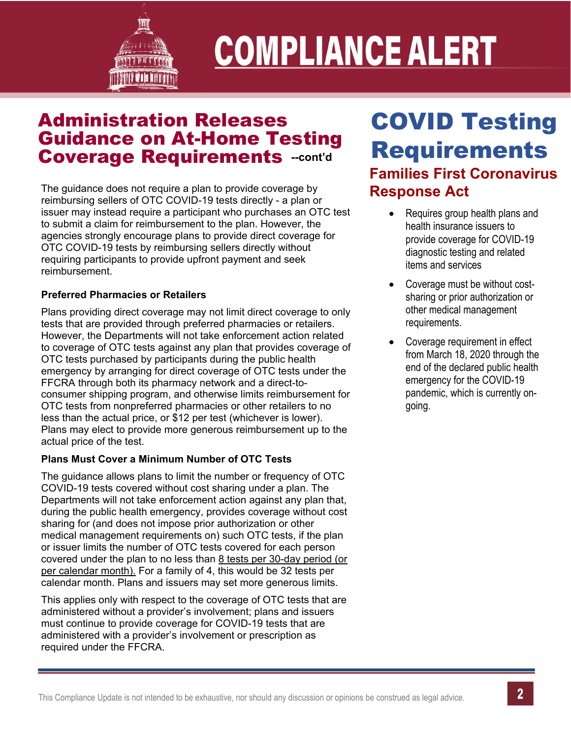# COMPLIANCE ALERT

## Administration Releases Guidance on At-Home Testing Coverage Requirements --cont'd

The guidance does not require a plan to provide coverage by reimbursing sellers of OTC COVID-19 tests directly - a plan or issuer may instead require a participant who purchases an OTC test to submit a claim for reimbursement to the plan. However, the agencies strongly encourage plans to provide direct coverage for OTC COVID-19 tests by reimbursing sellers directly without requiring participants to provide upfront payment and seek reimbursement.

### Preferred Pharmacies or Retailers

Plans providing direct coverage may not limit direct coverage to only tests that are provided through preferred pharmacies or retailers. However, the Departments will not take enforcement action related to coverage of OTC tests against any plan that provides coverage of OTC tests purchased by participants during the public health emergency by arranging for direct coverage of OTC tests under the FFCRA through both its pharmacy network and a direct-to-consumer shipping program, and otherwise limits reimbursement for OTC tests from nonpreferred pharmacies or other retailers to no less than the actual price, or $12 per test (whichever is lower). Plans may elect to provide more generous reimbursement up to the actual price of the test.

### Plans Must Cover a Minimum Number of OTC Tests

The guidance allows plans to limit the number or frequency of OTC COVID-19 tests covered without cost sharing under a plan. The Departments will not take enforcement action against any plan that, during the public health emergency, provides coverage without cost sharing for (and does not impose prior authorization or other medical management requirements on) such OTC tests, if the plan or issuer limits the number of OTC tests covered for each person covered under the plan to no less than 8 tests per 30-day period (or per calendar month). For a family of 4, this would be 32 tests per calendar month. Plans and issuers may set more generous limits.

This applies only with respect to the coverage of OTC tests that are administered without a provider's involvement; plans and issuers must continue to provide coverage for COVID-19 tests that are administered with a provider's involvement or prescription as required under the FFCRA.

## COVID Testing Requirements

### Families First Coronavirus Response Act

- Requires group health plans and health insurance issuers to provide coverage for COVID-19 diagnostic testing and related items and services
- Coverage must be without cost-sharing or prior authorization or other medical management requirements.
- Coverage requirement in effect from March 18, 2020 through the end of the declared public health emergency for the COVID-19 pandemic, which is currently on-going.

This Compliance Update is not intended to be exhaustive, nor should any discussion or opinions be construed as legal advice.